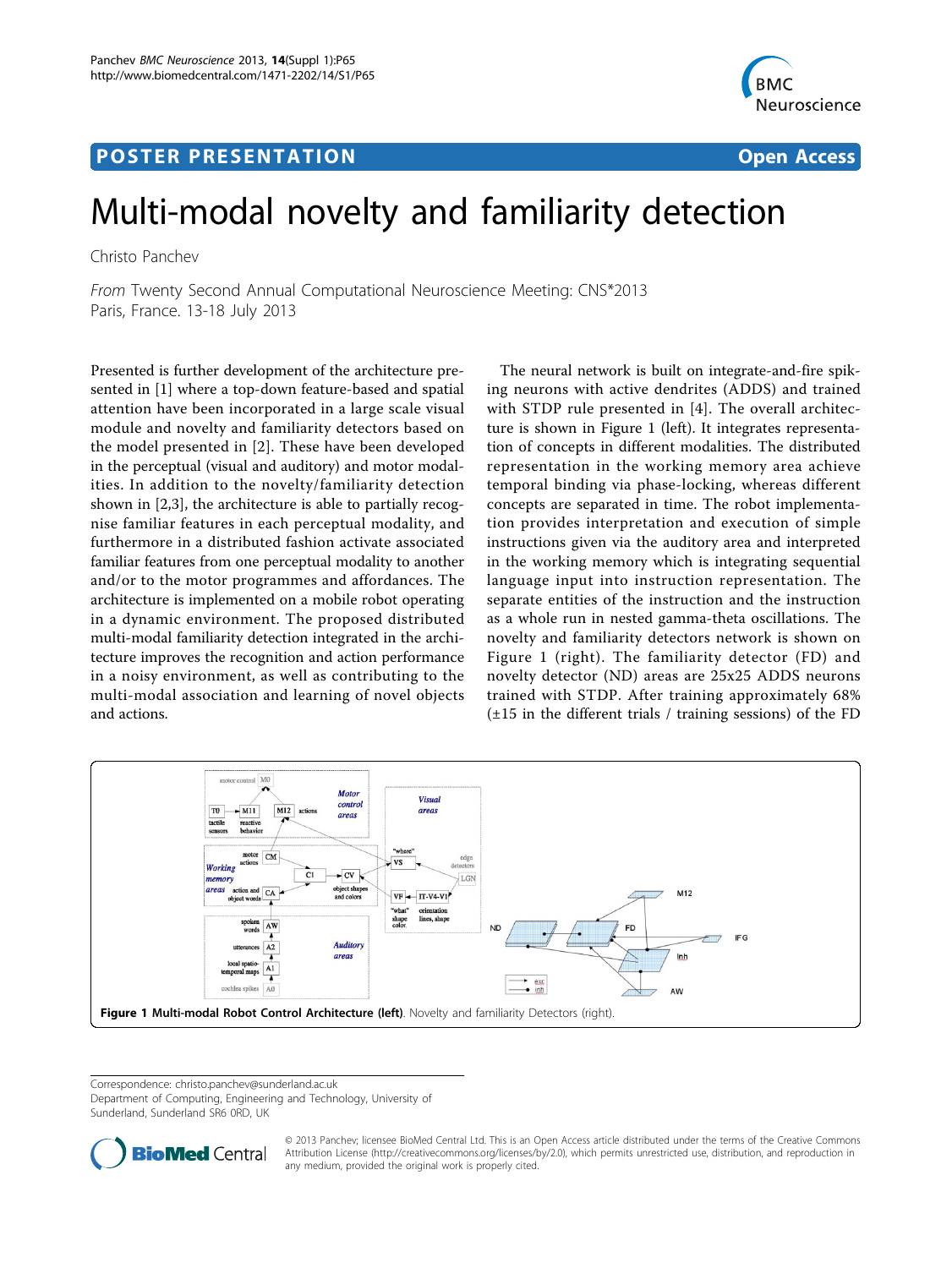POSTER PRESENTATION Open Access

# Multi-modal novelty and familiarity detection

Christo Panchev

*From* Twenty Second Annual Computational Neuroscience Meeting: CNS*2013
Paris, France. 13-18 July 2013

Presented is further development of the architecture presented in [1] where a top-down feature-based and spatial attention have been incorporated in a large scale visual module and novelty and familiarity detectors based on the model presented in [2]. These have been developed in the perceptual (visual and auditory) and motor modalities. In addition to the novelty/familiarity detection shown in [2,3], the architecture is able to partially recognise familiar features in each perceptual modality, and furthermore in a distributed fashion activate associated familiar features from one perceptual modality to another and/or to the motor programmes and affordances. The architecture is implemented on a mobile robot operating in a dynamic environment. The proposed distributed multi-modal familiarity detection integrated in the architecture improves the recognition and action performance in a noisy environment, as well as contributing to the multi-modal association and learning of novel objects and actions.

The neural network is built on integrate-and-fire spiking neurons with active dendrites (ADDS) and trained with STDP rule presented in [4]. The overall architecture is shown in Figure 1 (left). It integrates representation of concepts in different modalities. The distributed representation in the working memory area achieve temporal binding via phase-locking, whereas different concepts are separated in time. The robot implementation provides interpretation and execution of simple instructions given via the auditory area and interpreted in the working memory which is integrating sequential language input into instruction representation. The separate entities of the instruction and the instruction as a whole run in nested gamma-theta oscillations. The novelty and familiarity detectors network is shown on Figure 1 (right). The familiarity detector (FD) and novelty detector (ND) areas are 25x25 ADDS neurons trained with STDP. After training approximately 68% (±15 in the different trials / training sessions) of the FD

**Figure 1 Multi-modal Robot Control Architecture (left)**. Novelty and familiarity Detectors (right).

Correspondence: christo.panchev@sunderland.ac.uk
Department of Computing, Engineering and Technology, University of Sunderland, Sunderland SR6 0RD, UK

© 2013 Panchev; licensee BioMed Central Ltd. This is an Open Access article distributed under the terms of the Creative Commons Attribution License (http://creativecommons.org/licenses/by/2.0), which permits unrestricted use, distribution, and reproduction in any medium, provided the original work is properly cited.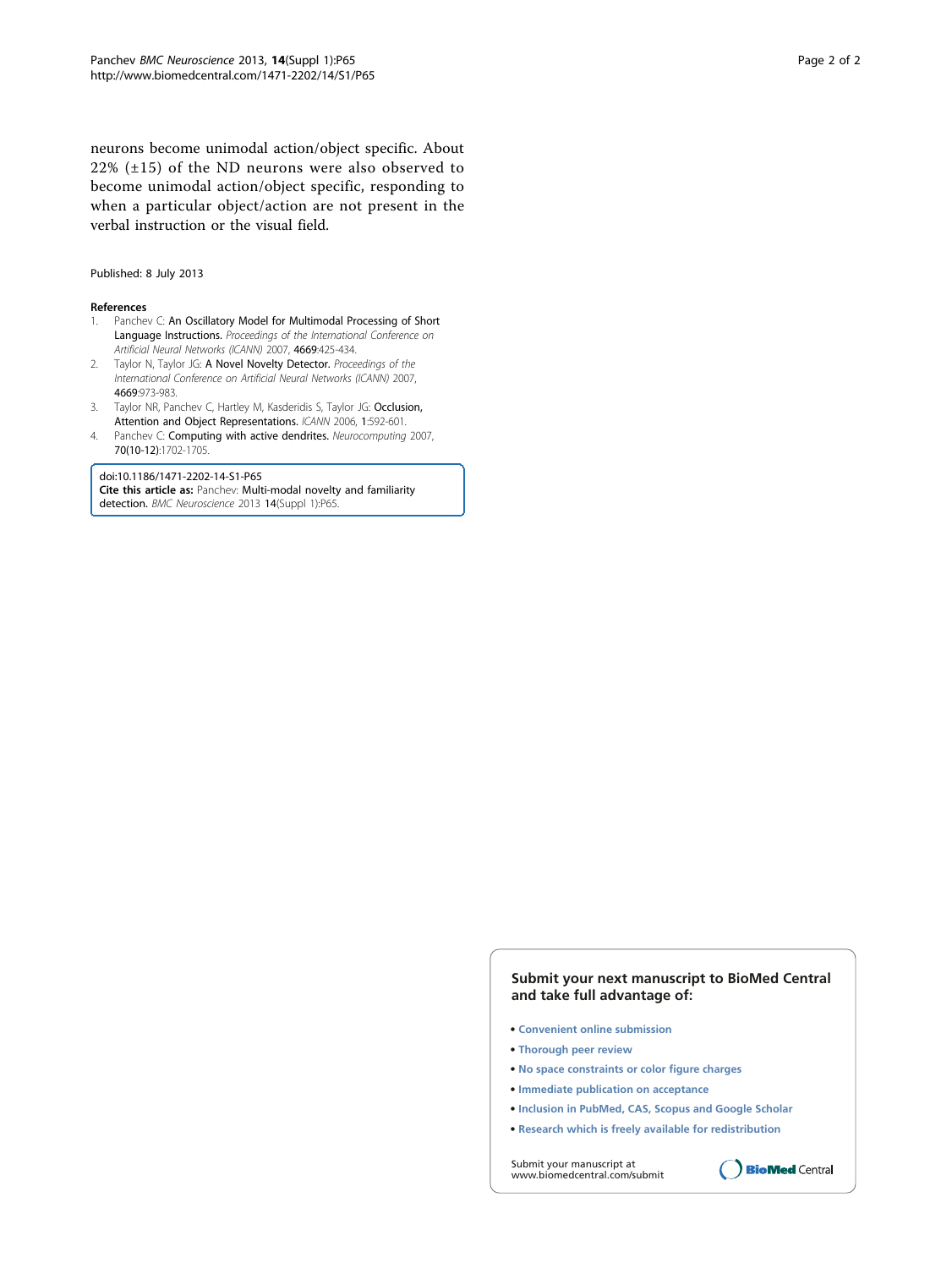neurons become unimodal action/object specific. About 22% (±15) of the ND neurons were also observed to become unimodal action/object specific, responding to when a particular object/action are not present in the verbal instruction or the visual field.

Published: 8 July 2013

## References

1. Panchev C: **An Oscillatory Model for Multimodal Processing of Short Language Instructions.** *Proceedings of the International Conference on Artificial Neural Networks (ICANN)* 2007, **4669**:425-434.
2. Taylor N, Taylor JG: **A Novel Novelty Detector.** *Proceedings of the International Conference on Artificial Neural Networks (ICANN)* 2007, **4669**:973-983.
3. Taylor NR, Panchev C, Hartley M, Kasderidis S, Taylor JG: **Occlusion, Attention and Object Representations.** *ICANN* 2006, **1**:592-601.
4. Panchev C: **Computing with active dendrites.** *Neurocomputing* 2007, **70(10-12)**:1702-1705.

doi:10.1186/1471-2202-14-S1-P65
**Cite this article as:** Panchev: Multi-modal novelty and familiarity detection. *BMC Neuroscience* 2013 **14**(Suppl 1):P65.

**Submit your next manuscript to BioMed Central and take full advantage of:**

- Convenient online submission
- Thorough peer review
- No space constraints or color figure charges
- Immediate publication on acceptance
- Inclusion in PubMed, CAS, Scopus and Google Scholar
- Research which is freely available for redistribution

Submit your manuscript at
www.biomedcentral.com/submit

BioMed Central